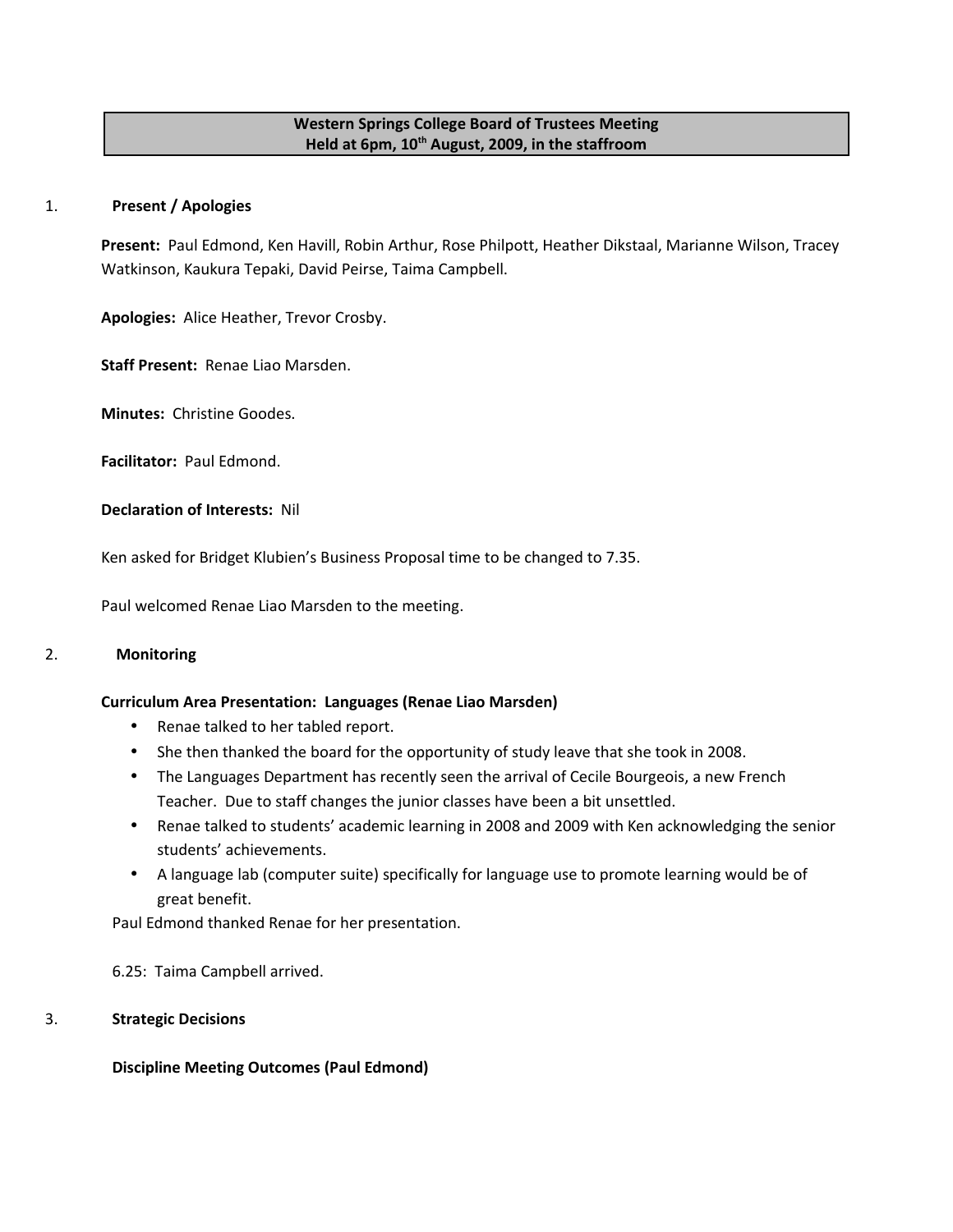# Western Springs College Board of Trustees Meeting
# Held at 6pm, 10th August, 2009, in the staffroom

1. **Present / Apologies**

**Present:** Paul Edmond, Ken Havill, Robin Arthur, Rose Philpott, Heather Dikstaal, Marianne Wilson, Tracey Watkinson, Kaukura Tepaki, David Peirse, Taima Campbell.

**Apologies:** Alice Heather, Trevor Crosby.

**Staff Present:** Renae Liao Marsden.

**Minutes:** Christine Goodes.

**Facilitator:** Paul Edmond.

**Declaration of Interests:** Nil

Ken asked for Bridget Klubien's Business Proposal time to be changed to 7.35.

Paul welcomed Renae Liao Marsden to the meeting.

2. **Monitoring**

**Curriculum Area Presentation: Languages (Renae Liao Marsden)**

- Renae talked to her tabled report.
- She then thanked the board for the opportunity of study leave that she took in 2008.
- The Languages Department has recently seen the arrival of Cecile Bourgeois, a new French Teacher. Due to staff changes the junior classes have been a bit unsettled.
- Renae talked to students' academic learning in 2008 and 2009 with Ken acknowledging the senior students' achievements.
- A language lab (computer suite) specifically for language use to promote learning would be of great benefit.

Paul Edmond thanked Renae for her presentation.

6.25: Taima Campbell arrived.

3. **Strategic Decisions**

**Discipline Meeting Outcomes (Paul Edmond)**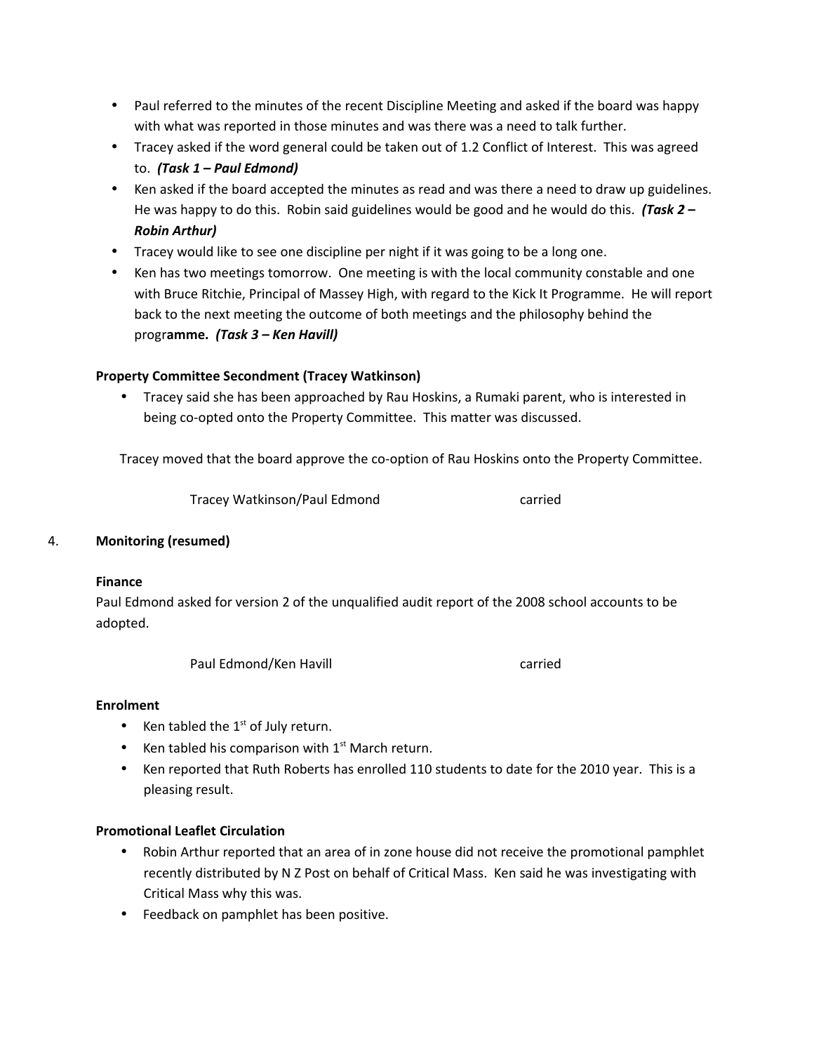- Paul referred to the minutes of the recent Discipline Meeting and asked if the board was happy with what was reported in those minutes and was there was a need to talk further.
- Tracey asked if the word general could be taken out of 1.2 Conflict of Interest. This was agreed to. ***(Task 1 – Paul Edmond)***
- Ken asked if the board accepted the minutes as read and was there a need to draw up guidelines. He was happy to do this. Robin said guidelines would be good and he would do this. ***(Task 2 – Robin Arthur)***
- Tracey would like to see one discipline per night if it was going to be a long one.
- Ken has two meetings tomorrow. One meeting is with the local community constable and one with Bruce Ritchie, Principal of Massey High, with regard to the Kick It Programme. He will report back to the next meeting the outcome of both meetings and the philosophy behind the progr**amme.** ***(Task 3 – Ken Havill)***

**Property Committee Secondment (Tracey Watkinson)**

- Tracey said she has been approached by Rau Hoskins, a Rumaki parent, who is interested in being co-opted onto the Property Committee. This matter was discussed.

Tracey moved that the board approve the co-option of Rau Hoskins onto the Property Committee.

Tracey Watkinson/Paul Edmond carried

4. **Monitoring (resumed)**

**Finance**

Paul Edmond asked for version 2 of the unqualified audit report of the 2008 school accounts to be adopted.

Paul Edmond/Ken Havill carried

**Enrolment**

- Ken tabled the 1st of July return.
- Ken tabled his comparison with 1st March return.
- Ken reported that Ruth Roberts has enrolled 110 students to date for the 2010 year. This is a pleasing result.

**Promotional Leaflet Circulation**

- Robin Arthur reported that an area of in zone house did not receive the promotional pamphlet recently distributed by N Z Post on behalf of Critical Mass. Ken said he was investigating with Critical Mass why this was.
- Feedback on pamphlet has been positive.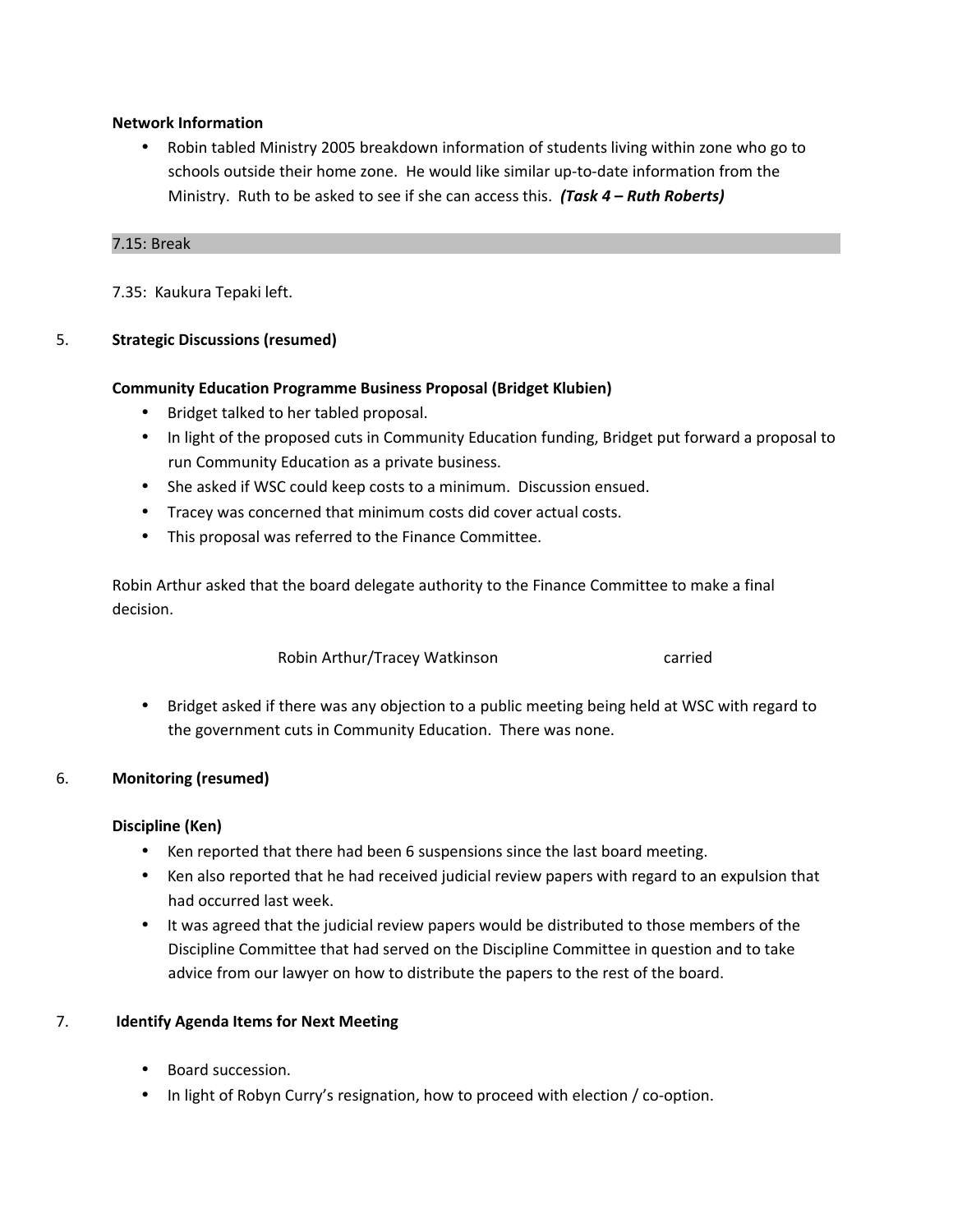**Network Information**

- Robin tabled Ministry 2005 breakdown information of students living within zone who go to schools outside their home zone. He would like similar up-to-date information from the Ministry. Ruth to be asked to see if she can access this. ***(Task 4 – Ruth Roberts)***

7.15: Break

7.35: Kaukura Tepaki left.

5. **Strategic Discussions (resumed)**

**Community Education Programme Business Proposal (Bridget Klubien)**

- Bridget talked to her tabled proposal.
- In light of the proposed cuts in Community Education funding, Bridget put forward a proposal to run Community Education as a private business.
- She asked if WSC could keep costs to a minimum. Discussion ensued.
- Tracey was concerned that minimum costs did cover actual costs.
- This proposal was referred to the Finance Committee.

Robin Arthur asked that the board delegate authority to the Finance Committee to make a final decision.

Robin Arthur/Tracey Watkinson carried

- Bridget asked if there was any objection to a public meeting being held at WSC with regard to the government cuts in Community Education. There was none.

6. **Monitoring (resumed)**

**Discipline (Ken)**

- Ken reported that there had been 6 suspensions since the last board meeting.
- Ken also reported that he had received judicial review papers with regard to an expulsion that had occurred last week.
- It was agreed that the judicial review papers would be distributed to those members of the Discipline Committee that had served on the Discipline Committee in question and to take advice from our lawyer on how to distribute the papers to the rest of the board.

7. **Identify Agenda Items for Next Meeting**

- Board succession.
- In light of Robyn Curry's resignation, how to proceed with election / co-option.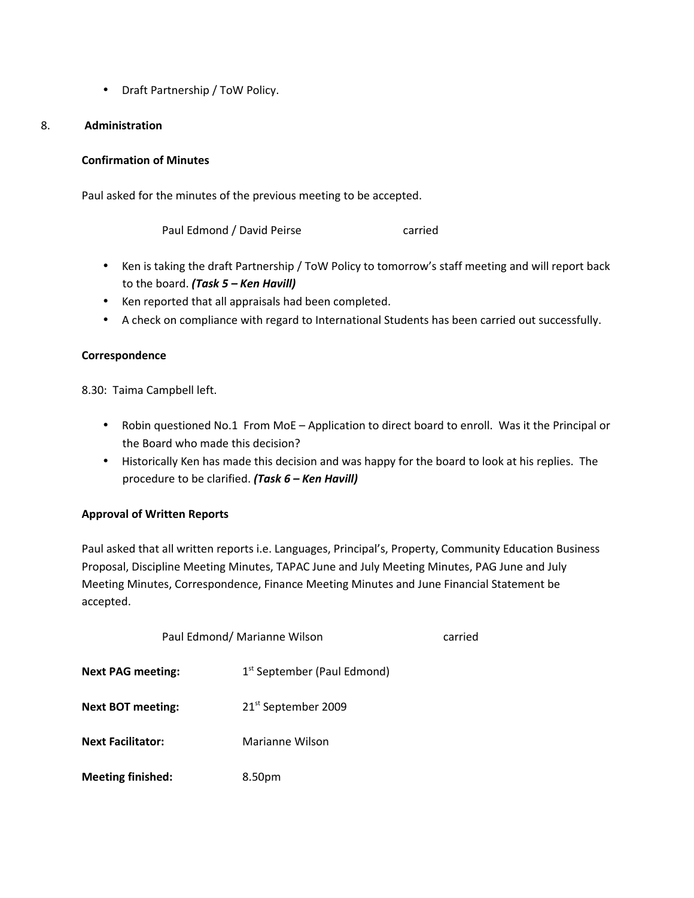- Draft Partnership / ToW Policy.

## 8. Administration

**Confirmation of Minutes**

Paul asked for the minutes of the previous meeting to be accepted.

Paul Edmond / David Peirse carried

- Ken is taking the draft Partnership / ToW Policy to tomorrow's staff meeting and will report back to the board. ***(Task 5 – Ken Havill)***
- Ken reported that all appraisals had been completed.
- A check on compliance with regard to International Students has been carried out successfully.

**Correspondence**

8.30: Taima Campbell left.

- Robin questioned No.1 From MoE – Application to direct board to enroll. Was it the Principal or the Board who made this decision?
- Historically Ken has made this decision and was happy for the board to look at his replies. The procedure to be clarified. ***(Task 6 – Ken Havill)***

**Approval of Written Reports**

Paul asked that all written reports i.e. Languages, Principal's, Property, Community Education Business Proposal, Discipline Meeting Minutes, TAPAC June and July Meeting Minutes, PAG June and July Meeting Minutes, Correspondence, Finance Meeting Minutes and June Financial Statement be accepted.

Paul Edmond/ Marianne Wilson carried

**Next PAG meeting:** 1st September (Paul Edmond)

**Next BOT meeting:** 21st September 2009

**Next Facilitator:** Marianne Wilson

**Meeting finished:** 8.50pm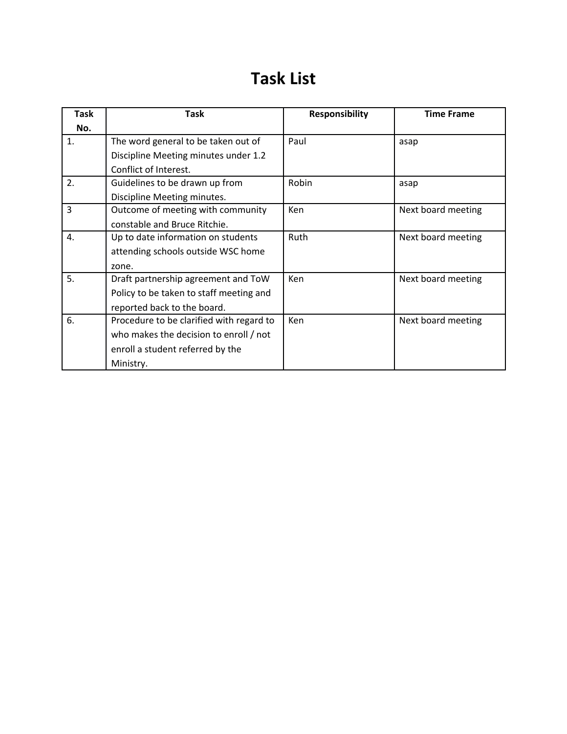# Task List

| Task No. | Task | Responsibility | Time Frame |
|---|---|---|---|
| 1. | The word general to be taken out of Discipline Meeting minutes under 1.2 Conflict of Interest. | Paul | asap |
| 2. | Guidelines to be drawn up from Discipline Meeting minutes. | Robin | asap |
| 3 | Outcome of meeting with community constable and Bruce Ritchie. | Ken | Next board meeting |
| 4. | Up to date information on students attending schools outside WSC home zone. | Ruth | Next board meeting |
| 5. | Draft partnership agreement and ToW Policy to be taken to staff meeting and reported back to the board. | Ken | Next board meeting |
| 6. | Procedure to be clarified with regard to who makes the decision to enroll / not enroll a student referred by the Ministry. | Ken | Next board meeting |